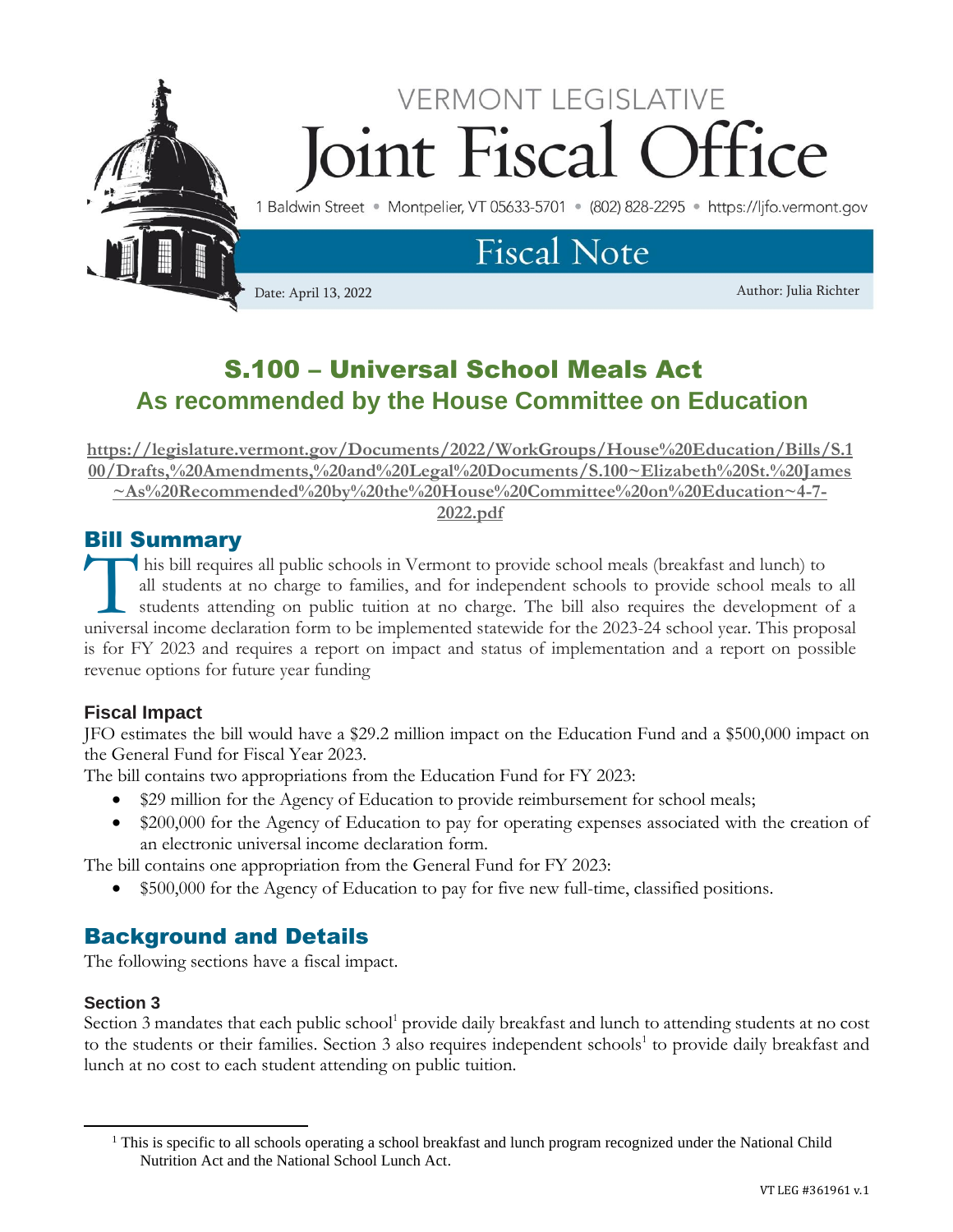VERMONT LEGISLATIVE

# Joint Fiscal Office

1 Baldwin Street • Montpelier, VT 05633-5701 • (802) 828-2295 • https://ljfo.vermont.gov

## Fiscal Note

Date: April 13, 2022

Author: Julia Richter

# S.100 – Universal School Meals Act
## As recommended by the House Committee on Education

https://legislature.vermont.gov/Documents/2022/WorkGroups/House%20Education/Bills/S.100/Drafts,%20Amendments,%20and%20Legal%20Documents/S.100~Elizabeth%20St.%20James~As%20Recommended%20by%20the%20House%20Committee%20on%20Education~4-7-2022.pdf

## Bill Summary

This bill requires all public schools in Vermont to provide school meals (breakfast and lunch) to all students at no charge to families, and for independent schools to provide school meals to all students attending on public tuition at no charge. The bill also requires the development of a universal income declaration form to be implemented statewide for the 2023-24 school year. This proposal is for FY 2023 and requires a report on impact and status of implementation and a report on possible revenue options for future year funding

### Fiscal Impact

JFO estimates the bill would have a $29.2 million impact on the Education Fund and a $500,000 impact on the General Fund for Fiscal Year 2023.

The bill contains two appropriations from the Education Fund for FY 2023:

- $29 million for the Agency of Education to provide reimbursement for school meals;
- $200,000 for the Agency of Education to pay for operating expenses associated with the creation of an electronic universal income declaration form.

The bill contains one appropriation from the General Fund for FY 2023:

- $500,000 for the Agency of Education to pay for five new full-time, classified positions.

## Background and Details

The following sections have a fiscal impact.

### Section 3

Section 3 mandates that each public school[1] provide daily breakfast and lunch to attending students at no cost to the students or their families. Section 3 also requires independent schools[1] to provide daily breakfast and lunch at no cost to each student attending on public tuition.

[1] This is specific to all schools operating a school breakfast and lunch program recognized under the National Child Nutrition Act and the National School Lunch Act.

VT LEG #361961 v.1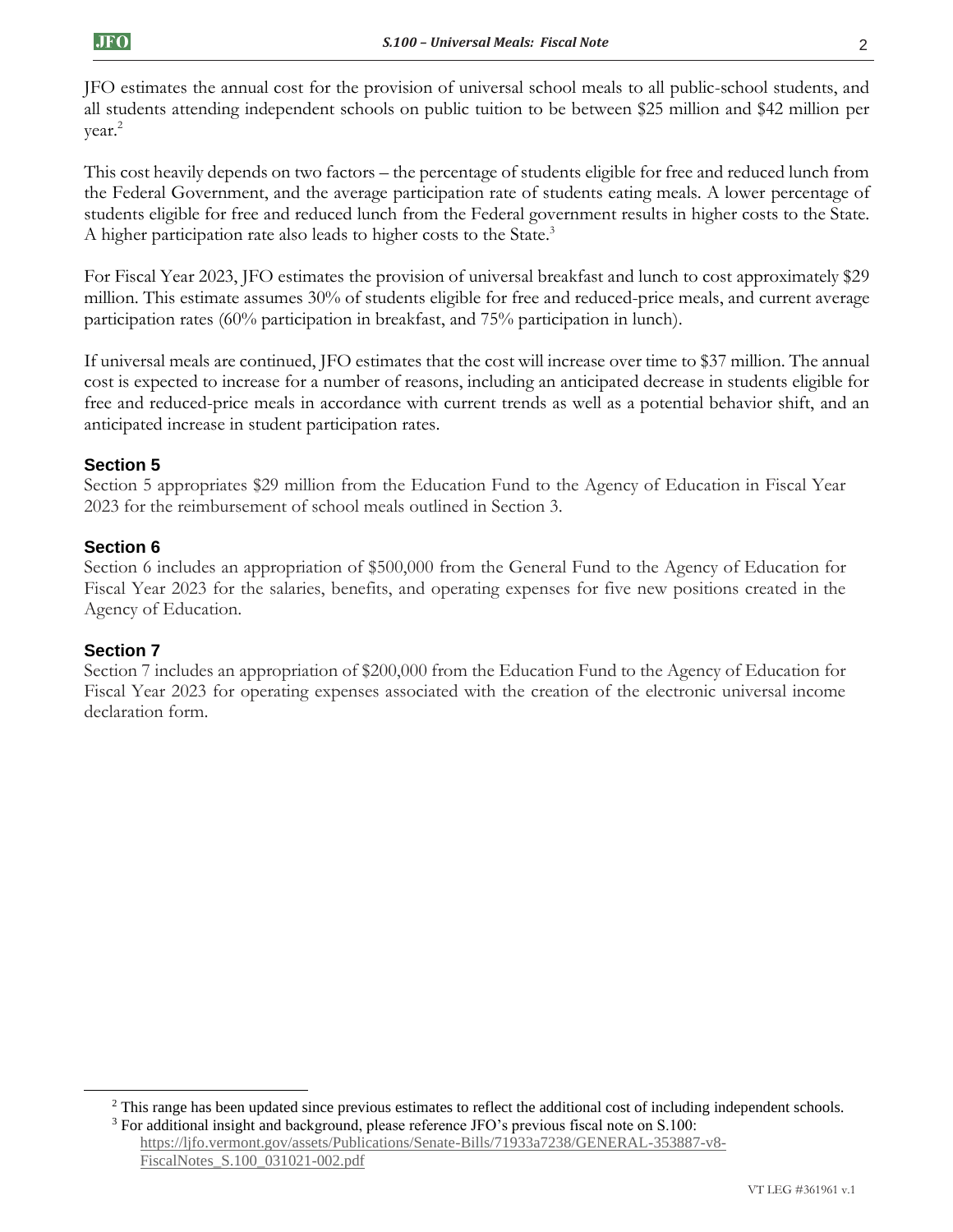JFO estimates the annual cost for the provision of universal school meals to all public-school students, and all students attending independent schools on public tuition to be between $25 million and $42 million per year.[2]

This cost heavily depends on two factors – the percentage of students eligible for free and reduced lunch from the Federal Government, and the average participation rate of students eating meals. A lower percentage of students eligible for free and reduced lunch from the Federal government results in higher costs to the State. A higher participation rate also leads to higher costs to the State.[3]

For Fiscal Year 2023, JFO estimates the provision of universal breakfast and lunch to cost approximately $29 million. This estimate assumes 30% of students eligible for free and reduced-price meals, and current average participation rates (60% participation in breakfast, and 75% participation in lunch).

If universal meals are continued, JFO estimates that the cost will increase over time to $37 million. The annual cost is expected to increase for a number of reasons, including an anticipated decrease in students eligible for free and reduced-price meals in accordance with current trends as well as a potential behavior shift, and an anticipated increase in student participation rates.

### Section 5

Section 5 appropriates $29 million from the Education Fund to the Agency of Education in Fiscal Year 2023 for the reimbursement of school meals outlined in Section 3.

### Section 6

Section 6 includes an appropriation of $500,000 from the General Fund to the Agency of Education for Fiscal Year 2023 for the salaries, benefits, and operating expenses for five new positions created in the Agency of Education.

### Section 7

Section 7 includes an appropriation of $200,000 from the Education Fund to the Agency of Education for Fiscal Year 2023 for operating expenses associated with the creation of the electronic universal income declaration form.

---

[2] This range has been updated since previous estimates to reflect the additional cost of including independent schools.

[3] For additional insight and background, please reference JFO's previous fiscal note on S.100: https://ljfo.vermont.gov/assets/Publications/Senate-Bills/71933a7238/GENERAL-353887-v8-FiscalNotes_S.100_031021-002.pdf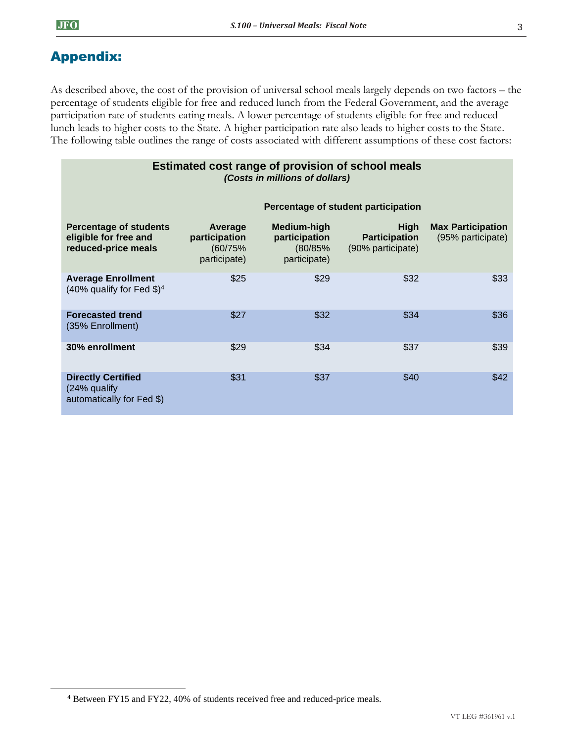## Appendix:

As described above, the cost of the provision of universal school meals largely depends on two factors – the percentage of students eligible for free and reduced lunch from the Federal Government, and the average participation rate of students eating meals. A lower percentage of students eligible for free and reduced lunch leads to higher costs to the State. A higher participation rate also leads to higher costs to the State. The following table outlines the range of costs associated with different assumptions of these cost factors:

**Estimated cost range of provision of school meals**
***(Costs in millions of dollars)***

| | **Percentage of student participation** | | | |
|---|---|---|---|---|
| **Percentage of students eligible for free and reduced-price meals** | **Average participation** (60/75% participate) | **Medium-high participation** (80/85% participate) | **High Participation** (90% participate) | **Max Participation** (95% participate) |
| **Average Enrollment** (40% qualify for Fed $)[4] | $25 | $29 | $32 | $33 |
| **Forecasted trend** (35% Enrollment) | $27 | $32 | $34 | $36 |
| **30% enrollment** | $29 | $34 | $37 | $39 |
| **Directly Certified** (24% qualify automatically for Fed $) | $31 | $37 | $40 | $42 |

[4] Between FY15 and FY22, 40% of students received free and reduced-price meals.